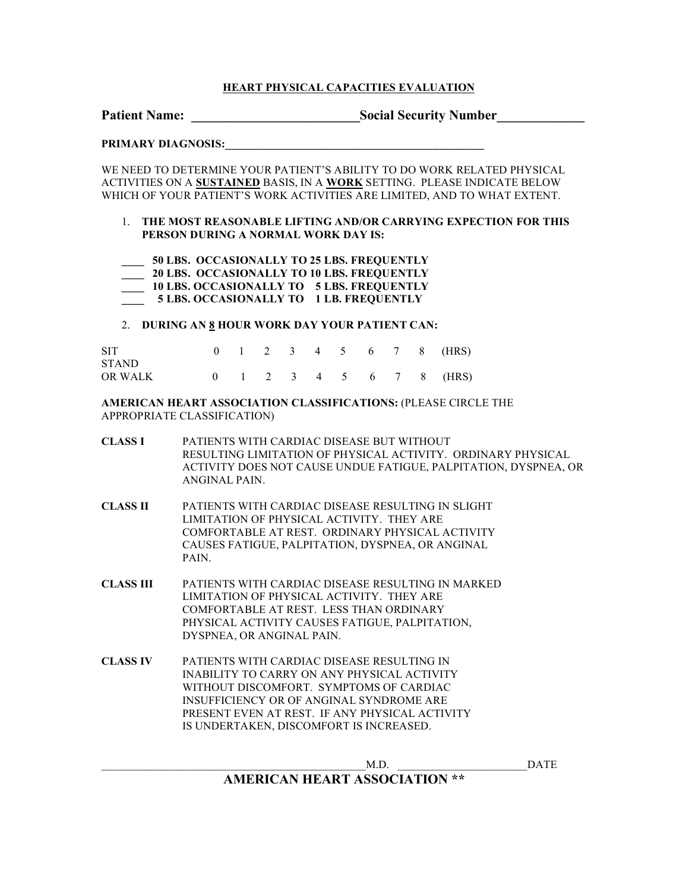# HEARTH PHYSICAL CAPACITIES EVALUATION

**Patient Name: _________________________Social Security Number_____________**

**PRIMARY DIAGNOSIS:_____________________________________________**

WE NEED TO DETERMINE YOUR PATIENT'S ABILITY TO DO WORK RELATED PHYSICAL ACTIVITIES ON A **SUSTAINED** BASIS, IN A **WORK** SETTING. PLEASE INDICATE BELOW WHICH OF YOUR PATIENT'S WORK ACTIVITIES ARE LIMITED, AND TO WHAT EXTENT.

1. **THE MOST REASONABLE LIFTING AND/OR CARRYING EXPECTION FOR THIS PERSON DURING A NORMAL WORK DAY IS:**

**____ 50 LBS. OCCASIONALLY TO 25 LBS. FREQUENTLY**
**____ 20 LBS. OCCASIONALLY TO 10 LBS. FREQUENTLY**
**____ 10 LBS. OCCASIONALLY TO 5 LBS. FREQUENTLY**
**____ 5 LBS. OCCASIONALLY TO 1 LB. FREQUENTLY**

2. **DURING AN 8 HOUR WORK DAY YOUR PATIENT CAN:**

| | | | | | | | | | | |
|---|---|---|---|---|---|---|---|---|---|---|
| SIT | 0 | 1 | 2 | 3 | 4 | 5 | 6 | 7 | 8 | (HRS) |
| STAND OR WALK | 0 | 1 | 2 | 3 | 4 | 5 | 6 | 7 | 8 | (HRS) |

**AMERICAN HEART ASSOCIATION CLASSIFICATIONS:** (PLEASE CIRCLE THE APPROPRIATE CLASSIFICATION)

**CLASS I** PATIENTS WITH CARDIAC DISEASE BUT WITHOUT RESULTING LIMITATION OF PHYSICAL ACTIVITY. ORDINARY PHYSICAL ACTIVITY DOES NOT CAUSE UNDUE FATIGUE, PALPITATION, DYSPNEA, OR ANGINAL PAIN.

**CLASS II** PATIENTS WITH CARDIAC DISEASE RESULTING IN SLIGHT LIMITATION OF PHYSICAL ACTIVITY. THEY ARE COMFORTABLE AT REST. ORDINARY PHYSICAL ACTIVITY CAUSES FATIGUE, PALPITATION, DYSPNEA, OR ANGINAL PAIN.

**CLASS III** PATIENTS WITH CARDIAC DISEASE RESULTING IN MARKED LIMITATION OF PHYSICAL ACTIVITY. THEY ARE COMFORTABLE AT REST. LESS THAN ORDINARY PHYSICAL ACTIVITY CAUSES FATIGUE, PALPITATION, DYSPNEA, OR ANGINAL PAIN.

**CLASS IV** PATIENTS WITH CARDIAC DISEASE RESULTING IN INABILITY TO CARRY ON ANY PHYSICAL ACTIVITY WITHOUT DISCOMFORT. SYMPTOMS OF CARDIAC INSUFFICIENCY OR OF ANGINAL SYNDROME ARE PRESENT EVEN AT REST. IF ANY PHYSICAL ACTIVITY IS UNDERTAKEN, DISCOMFORT IS INCREASED.

_______________________________________________M.D. ______________________DATE

**AMERICAN HEART ASSOCIATION \*\***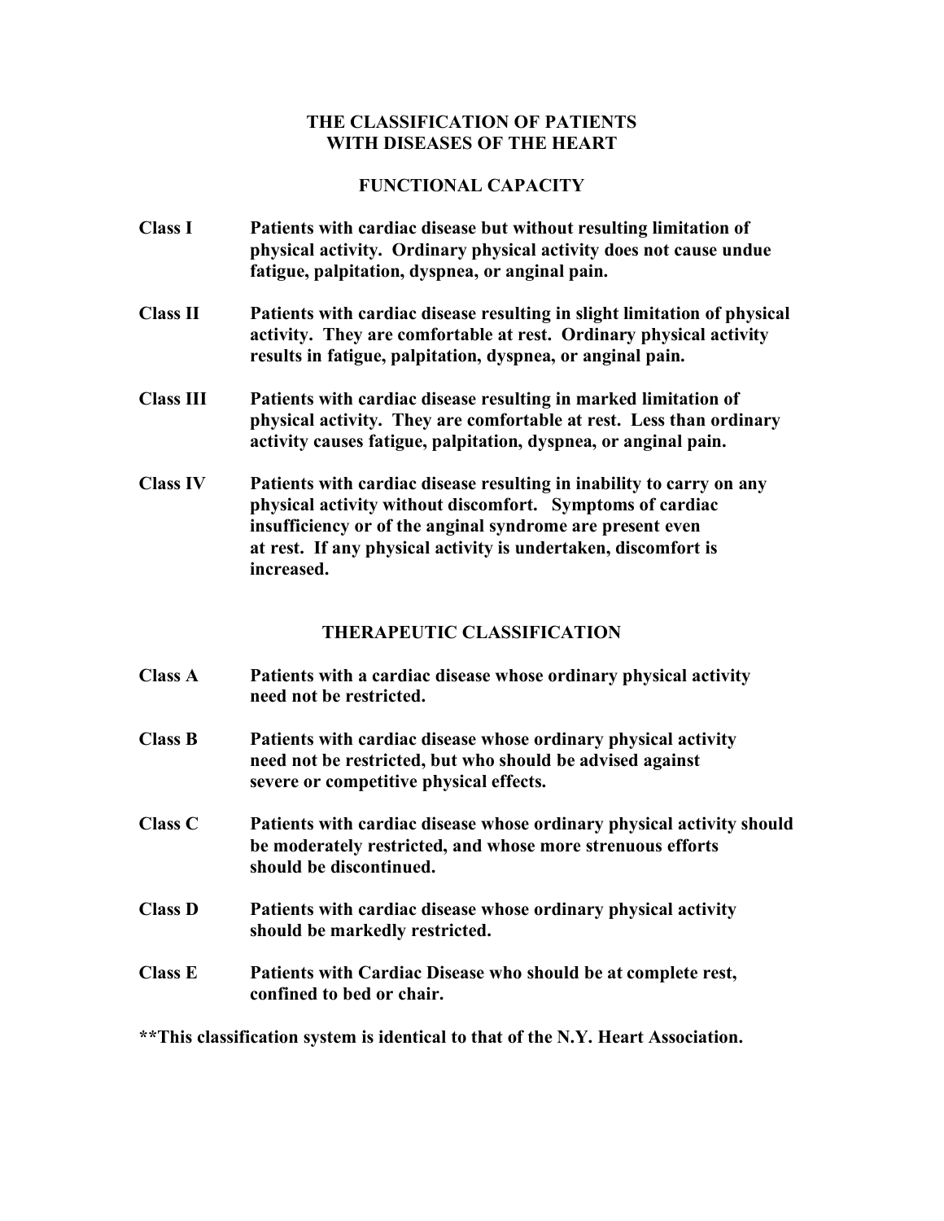# THE CLASSIFICATION OF PATIENTS WITH DISEASES OF THE HEART

## FUNCTIONAL CAPACITY

**Class I** — **Patients with cardiac disease but without resulting limitation of physical activity. Ordinary physical activity does not cause undue fatigue, palpitation, dyspnea, or anginal pain.**

**Class II** — **Patients with cardiac disease resulting in slight limitation of physical activity. They are comfortable at rest. Ordinary physical activity results in fatigue, palpitation, dyspnea, or anginal pain.**

**Class III** — **Patients with cardiac disease resulting in marked limitation of physical activity. They are comfortable at rest. Less than ordinary activity causes fatigue, palpitation, dyspnea, or anginal pain.**

**Class IV** — **Patients with cardiac disease resulting in inability to carry on any physical activity without discomfort. Symptoms of cardiac insufficiency or of the anginal syndrome are present even at rest. If any physical activity is undertaken, discomfort is increased.**

## THERAPEUTIC CLASSIFICATION

**Class A** — **Patients with a cardiac disease whose ordinary physical activity need not be restricted.**

**Class B** — **Patients with cardiac disease whose ordinary physical activity need not be restricted, but who should be advised against severe or competitive physical effects.**

**Class C** — **Patients with cardiac disease whose ordinary physical activity should be moderately restricted, and whose more strenuous efforts should be discontinued.**

**Class D** — **Patients with cardiac disease whose ordinary physical activity should be markedly restricted.**

**Class E** — **Patients with Cardiac Disease who should be at complete rest, confined to bed or chair.**

**\*\*This classification system is identical to that of the N.Y. Heart Association.**